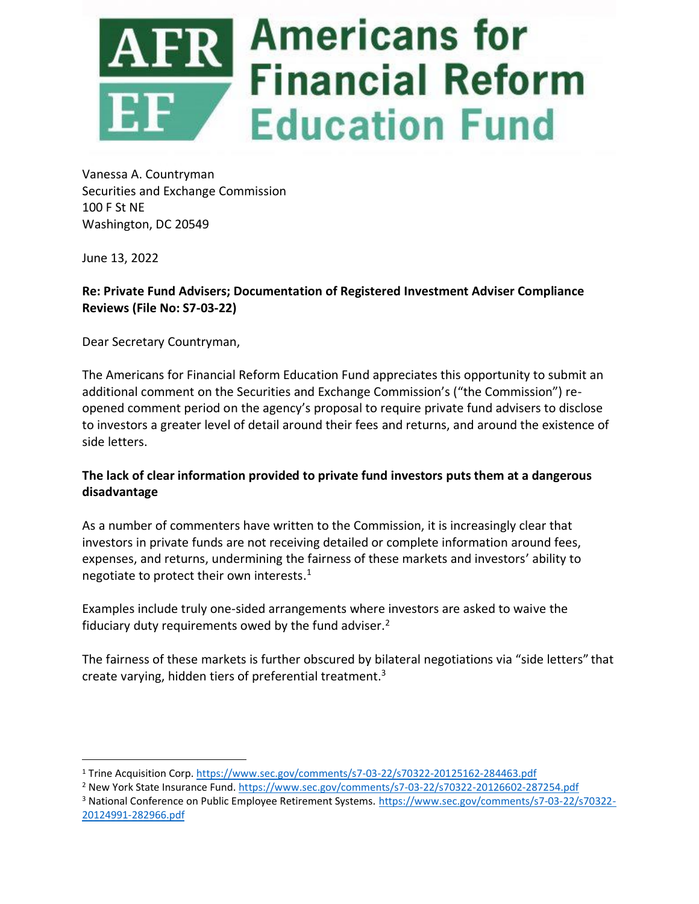# Americans for Financial Reform Education Fund

Vanessa A. Countryman
Securities and Exchange Commission
100 F St NE
Washington, DC 20549

June 13, 2022

**Re: Private Fund Advisers; Documentation of Registered Investment Adviser Compliance Reviews (File No: S7-03-22)**

Dear Secretary Countryman,

The Americans for Financial Reform Education Fund appreciates this opportunity to submit an additional comment on the Securities and Exchange Commission's ("the Commission") re-opened comment period on the agency's proposal to require private fund advisers to disclose to investors a greater level of detail around their fees and returns, and around the existence of side letters.

**The lack of clear information provided to private fund investors puts them at a dangerous disadvantage**

As a number of commenters have written to the Commission, it is increasingly clear that investors in private funds are not receiving detailed or complete information around fees, expenses, and returns, undermining the fairness of these markets and investors' ability to negotiate to protect their own interests.[1]

Examples include truly one-sided arrangements where investors are asked to waive the fiduciary duty requirements owed by the fund adviser.[2]

The fairness of these markets is further obscured by bilateral negotiations via "side letters" that create varying, hidden tiers of preferential treatment.[3]

---

[1] Trine Acquisition Corp. https://www.sec.gov/comments/s7-03-22/s70322-20125162-284463.pdf

[2] New York State Insurance Fund. https://www.sec.gov/comments/s7-03-22/s70322-20126602-287254.pdf

[3] National Conference on Public Employee Retirement Systems. https://www.sec.gov/comments/s7-03-22/s70322-20124991-282966.pdf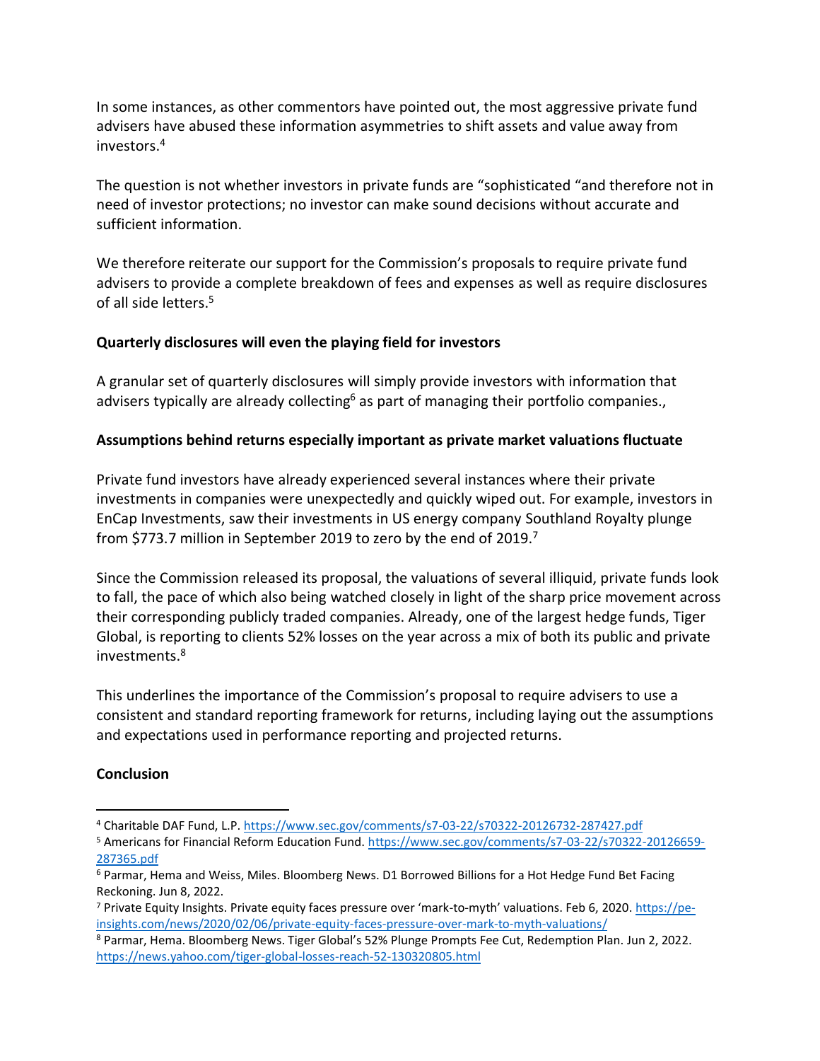In some instances, as other commentors have pointed out, the most aggressive private fund advisers have abused these information asymmetries to shift assets and value away from investors.[4]

The question is not whether investors in private funds are "sophisticated "and therefore not in need of investor protections; no investor can make sound decisions without accurate and sufficient information.

We therefore reiterate our support for the Commission's proposals to require private fund advisers to provide a complete breakdown of fees and expenses as well as require disclosures of all side letters.[5]

**Quarterly disclosures will even the playing field for investors**

A granular set of quarterly disclosures will simply provide investors with information that advisers typically are already collecting[6] as part of managing their portfolio companies.,

**Assumptions behind returns especially important as private market valuations fluctuate**

Private fund investors have already experienced several instances where their private investments in companies were unexpectedly and quickly wiped out. For example, investors in EnCap Investments, saw their investments in US energy company Southland Royalty plunge from $773.7 million in September 2019 to zero by the end of 2019.[7]

Since the Commission released its proposal, the valuations of several illiquid, private funds look to fall, the pace of which also being watched closely in light of the sharp price movement across their corresponding publicly traded companies. Already, one of the largest hedge funds, Tiger Global, is reporting to clients 52% losses on the year across a mix of both its public and private investments.[8]

This underlines the importance of the Commission's proposal to require advisers to use a consistent and standard reporting framework for returns, including laying out the assumptions and expectations used in performance reporting and projected returns.

**Conclusion**

---

[4] Charitable DAF Fund, L.P. https://www.sec.gov/comments/s7-03-22/s70322-20126732-287427.pdf

[5] Americans for Financial Reform Education Fund. https://www.sec.gov/comments/s7-03-22/s70322-20126659-287365.pdf

[6] Parmar, Hema and Weiss, Miles. Bloomberg News. D1 Borrowed Billions for a Hot Hedge Fund Bet Facing Reckoning. Jun 8, 2022.

[7] Private Equity Insights. Private equity faces pressure over 'mark-to-myth' valuations. Feb 6, 2020. https://pe-insights.com/news/2020/02/06/private-equity-faces-pressure-over-mark-to-myth-valuations/

[8] Parmar, Hema. Bloomberg News. Tiger Global's 52% Plunge Prompts Fee Cut, Redemption Plan. Jun 2, 2022. https://news.yahoo.com/tiger-global-losses-reach-52-130320805.html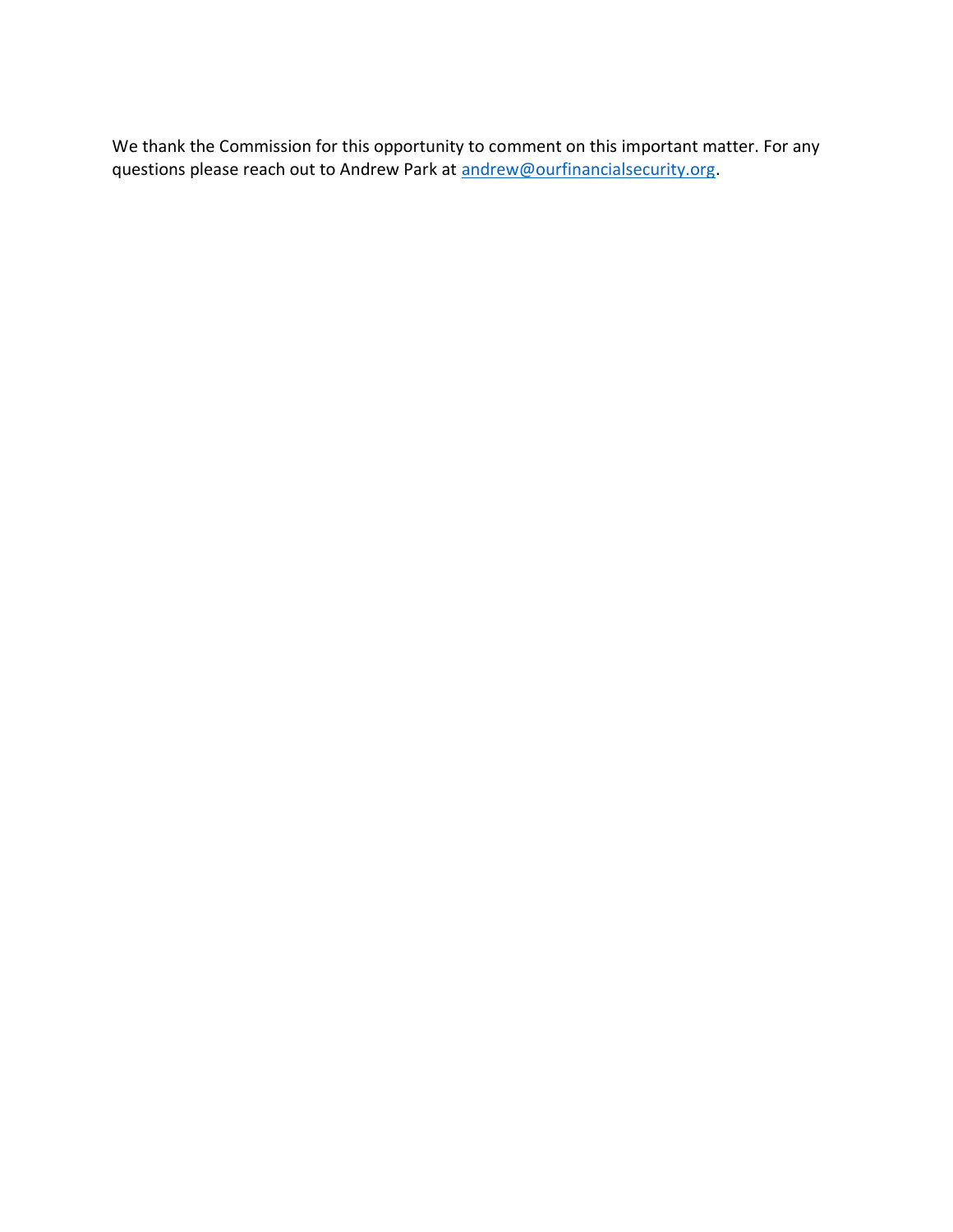We thank the Commission for this opportunity to comment on this important matter. For any questions please reach out to Andrew Park at andrew@ourfinancialsecurity.org.